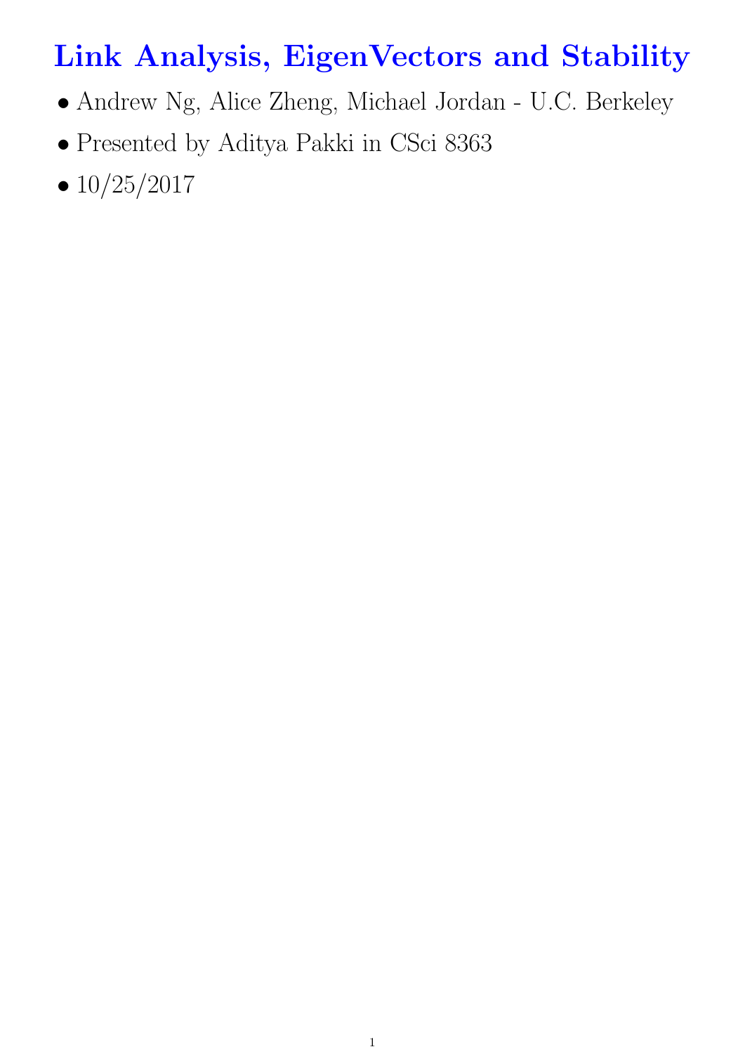# Link Analysis, EigenVectors and Stability

- Andrew Ng, Alice Zheng, Michael Jordan - U.C. Berkeley
- Presented by Aditya Pakki in CSci 8363
- 10/25/2017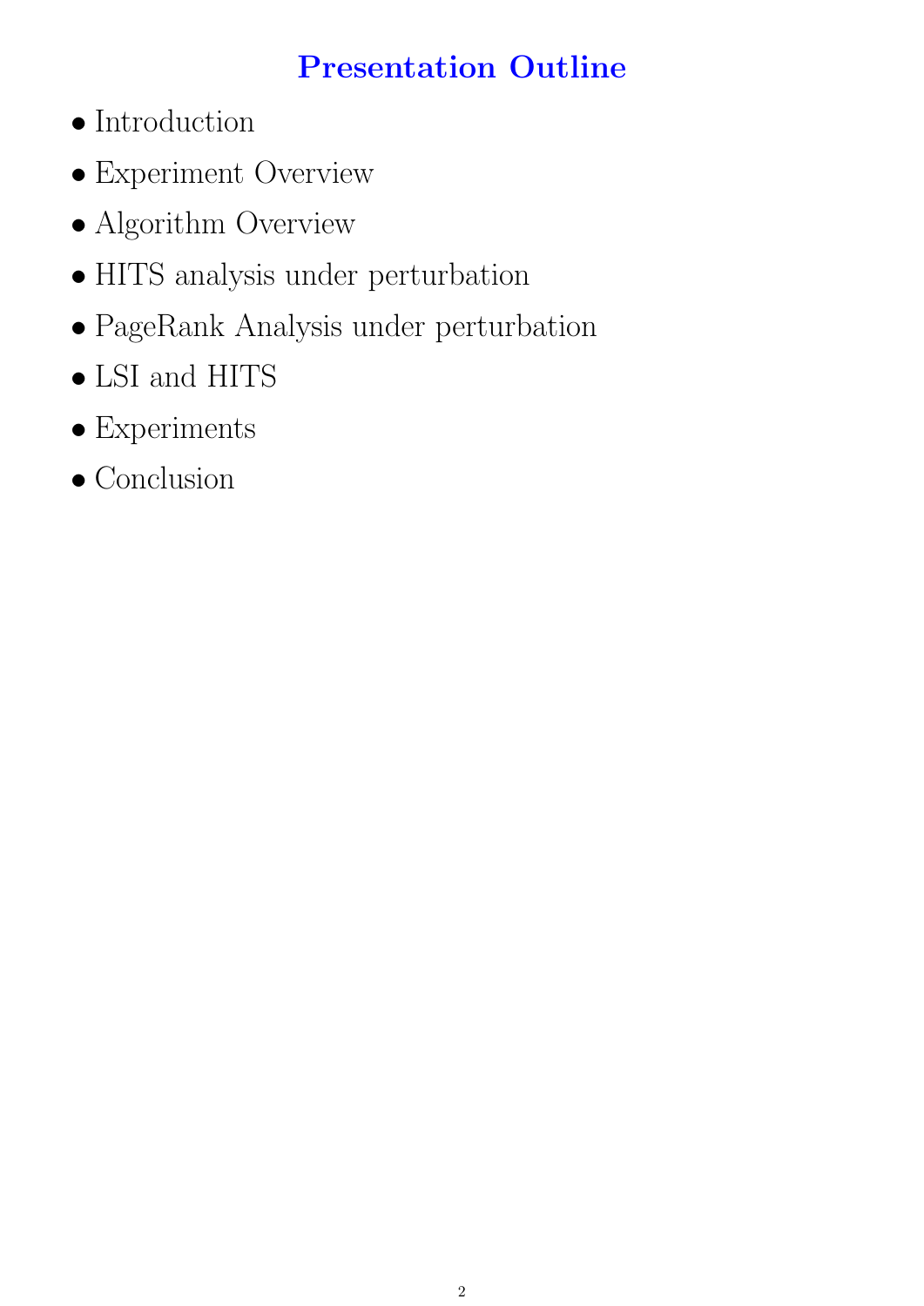# Presentation Outline

- Introduction
- Experiment Overview
- Algorithm Overview
- HITS analysis under perturbation
- PageRank Analysis under perturbation
- LSI and HITS
- Experiments
- Conclusion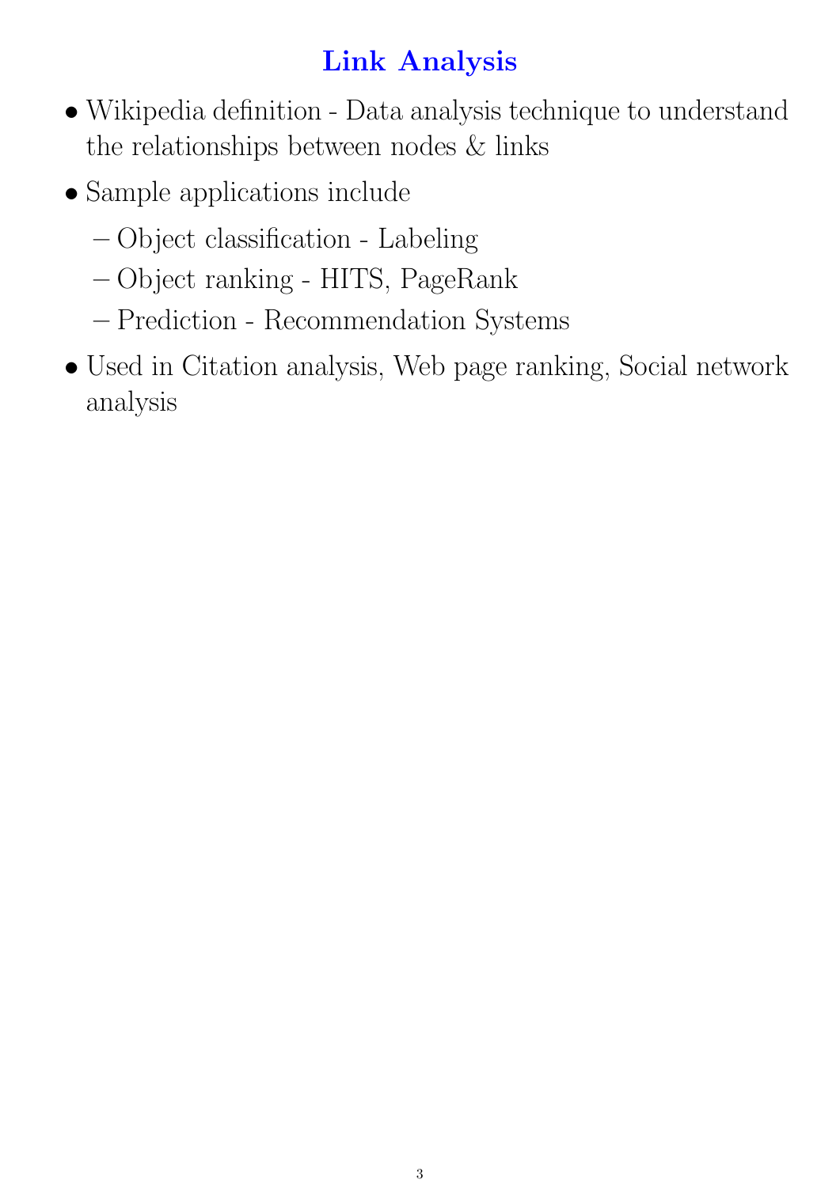# Link Analysis

- Wikipedia definition - Data analysis technique to understand the relationships between nodes & links
- Sample applications include
  - Object classification - Labeling
  - Object ranking - HITS, PageRank
  - Prediction - Recommendation Systems
- Used in Citation analysis, Web page ranking, Social network analysis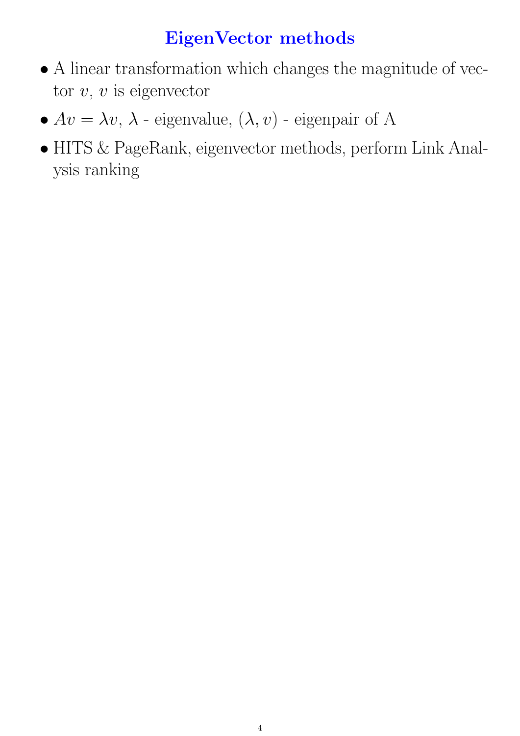# EigenVector methods

- A linear transformation which changes the magnitude of vector $v$, $v$ is eigenvector
- $Av = \lambda v$, $\lambda$ - eigenvalue, $(\lambda, v)$ - eigenpair of A
- HITS & PageRank, eigenvector methods, perform Link Analysis ranking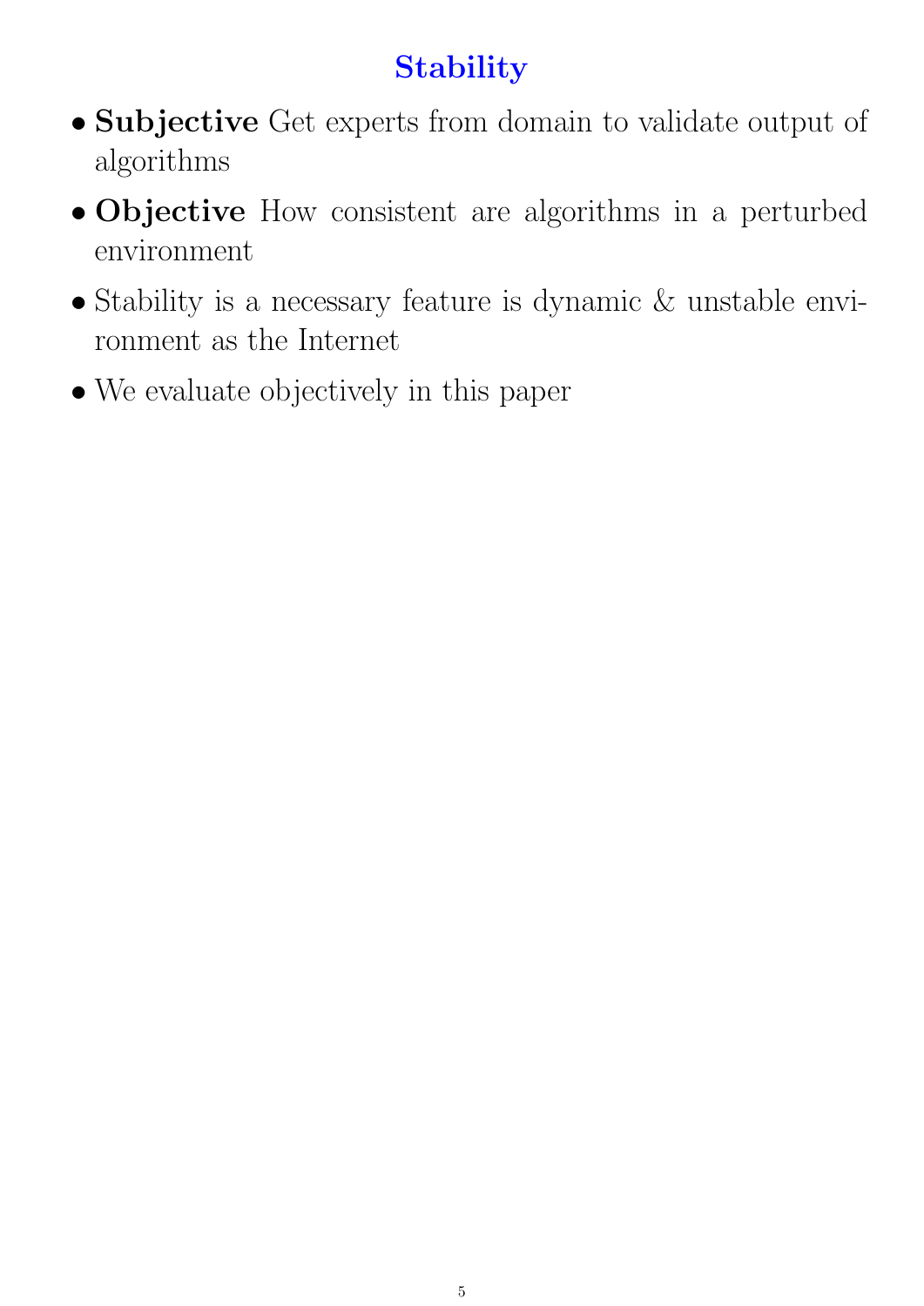# Stability

- **Subjective** Get experts from domain to validate output of algorithms
- **Objective** How consistent are algorithms in a perturbed environment
- Stability is a necessary feature is dynamic & unstable environment as the Internet
- We evaluate objectively in this paper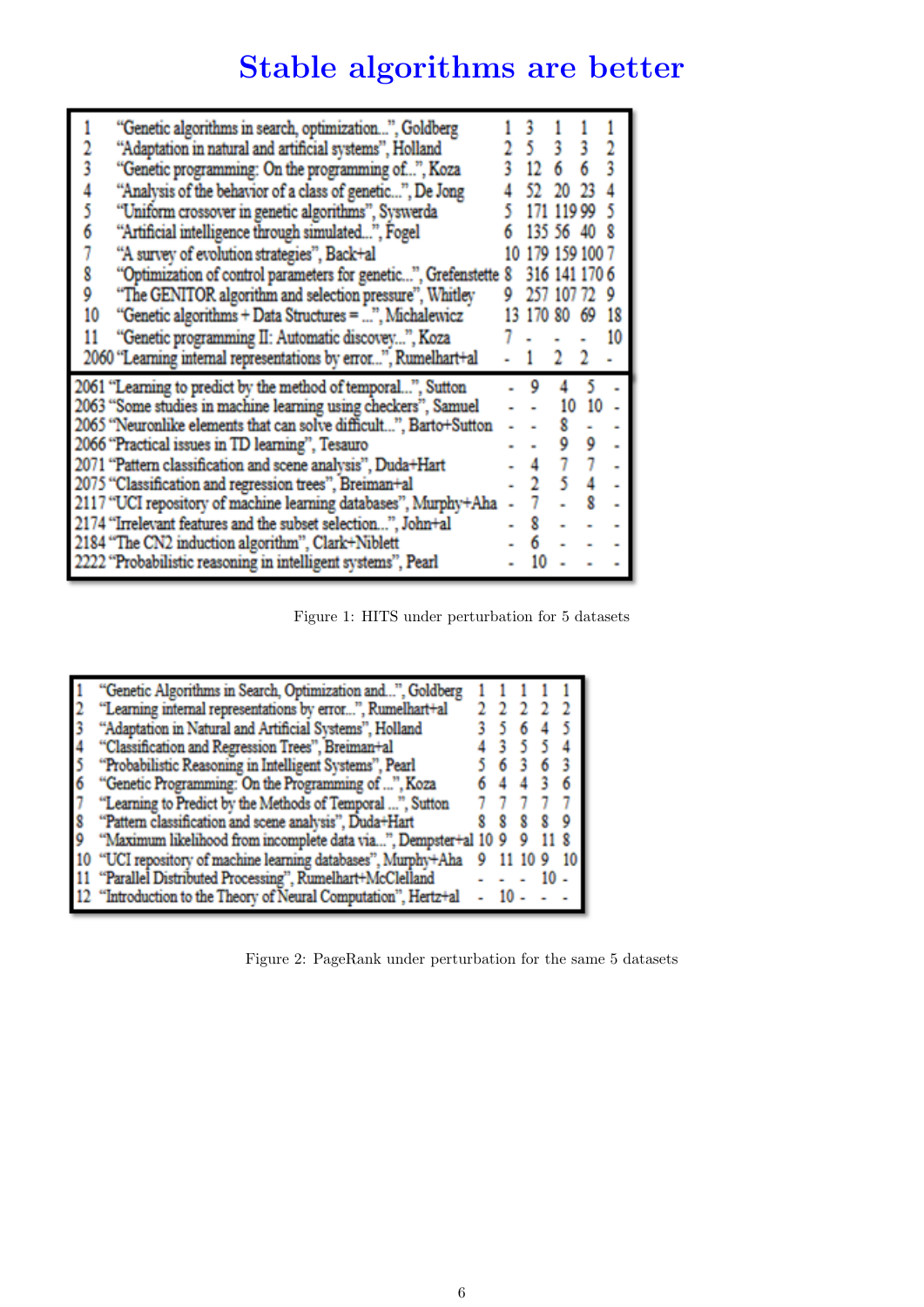# Stable algorithms are better

| | | | | | | |
|---|---|---|---|---|---|---|
| 1 | "Genetic algorithms in search, optimization...", Goldberg | 1 | 3 | 1 | 1 | 1 |
| 2 | "Adaptation in natural and artificial systems", Holland | 2 | 5 | 3 | 3 | 2 |
| 3 | "Genetic programming: On the programming of...", Koza | 3 | 12 | 6 | 6 | 3 |
| 4 | "Analysis of the behavior of a class of genetic...", De Jong | 4 | 52 | 20 | 23 | 4 |
| 5 | "Uniform crossover in genetic algorithms", Syswerda | 5 | 171 | 119 | 99 | 5 |
| 6 | "Artificial intelligence through simulated...", Fogel | 6 | 135 | 56 | 40 | 8 |
| 7 | "A survey of evolution strategies", Back+al | 10 | 179 | 159 | 100 | 7 |
| 8 | "Optimization of control parameters for genetic...", Grefenstette | 8 | 316 | 141 | 170 | 6 |
| 9 | "The GENITOR algorithm and selection pressure", Whitley | 9 | 257 | 107 | 72 | 9 |
| 10 | "Genetic algorithms + Data Structures = ...", Michalewicz | 13 | 170 | 80 | 69 | 18 |
| 11 | "Genetic programming II: Automatic discovery...", Koza | 7 | - | - | - | 10 |
| 2060 | "Learning internal representations by error...", Rumelhart+al | - | 1 | 2 | 2 | - |
| 2061 | "Learning to predict by the method of temporal...", Sutton | - | 9 | 4 | 5 | - |
| 2063 | "Some studies in machine learning using checkers", Samuel | - | - | 10 | 10 | - |
| 2065 | "Neuronlike elements that can solve difficult...", Barto+Sutton | - | - | 8 | - | - |
| 2066 | "Practical issues in TD learning", Tesauro | - | - | 9 | 9 | - |
| 2071 | "Pattern classification and scene analysis", Duda+Hart | - | 4 | 7 | 7 | - |
| 2075 | "Classification and regression trees", Breiman+al | - | 2 | 5 | 4 | - |
| 2117 | "UCI repository of machine learning databases", Murphy+Aha | - | 7 | - | 8 | - |
| 2174 | "Irrelevant features and the subset selection...", John+al | - | 8 | - | - | - |
| 2184 | "The CN2 induction algorithm", Clark+Niblett | - | 6 | - | - | - |
| 2222 | "Probabilistic reasoning in intelligent systems", Pearl | - | 10 | - | - | - |

Figure 1: HITS under perturbation for 5 datasets

| | | | | | | |
|---|---|---|---|---|---|---|
| 1 | "Genetic Algorithms in Search, Optimization and...", Goldberg | 1 | 1 | 1 | 1 | 1 |
| 2 | "Learning internal representations by error...", Rumelhart+al | 2 | 2 | 2 | 2 | 2 |
| 3 | "Adaptation in Natural and Artificial Systems", Holland | 3 | 5 | 6 | 4 | 5 |
| 4 | "Classification and Regression Trees", Breiman+al | 4 | 3 | 5 | 5 | 4 |
| 5 | "Probabilistic Reasoning in Intelligent Systems", Pearl | 5 | 6 | 3 | 6 | 3 |
| 6 | "Genetic Programming: On the Programming of ...", Koza | 6 | 4 | 4 | 3 | 6 |
| 7 | "Learning to Predict by the Methods of Temporal ...", Sutton | 7 | 7 | 7 | 7 | 7 |
| 8 | "Pattern classification and scene analysis", Duda+Hart | 8 | 8 | 8 | 8 | 9 |
| 9 | "Maximum likelihood from incomplete data via...", Dempster+al | 10 | 9 | 9 | 11 | 8 |
| 10 | "UCI repository of machine learning databases", Murphy+Aha | 9 | 11 | 10 | 9 | 10 |
| 11 | "Parallel Distributed Processing", Rumelhart+McClelland | - | - | - | 10 | - |
| 12 | "Introduction to the Theory of Neural Computation", Hertz+al | - | 10 | - | - | - |

Figure 2: PageRank under perturbation for the same 5 datasets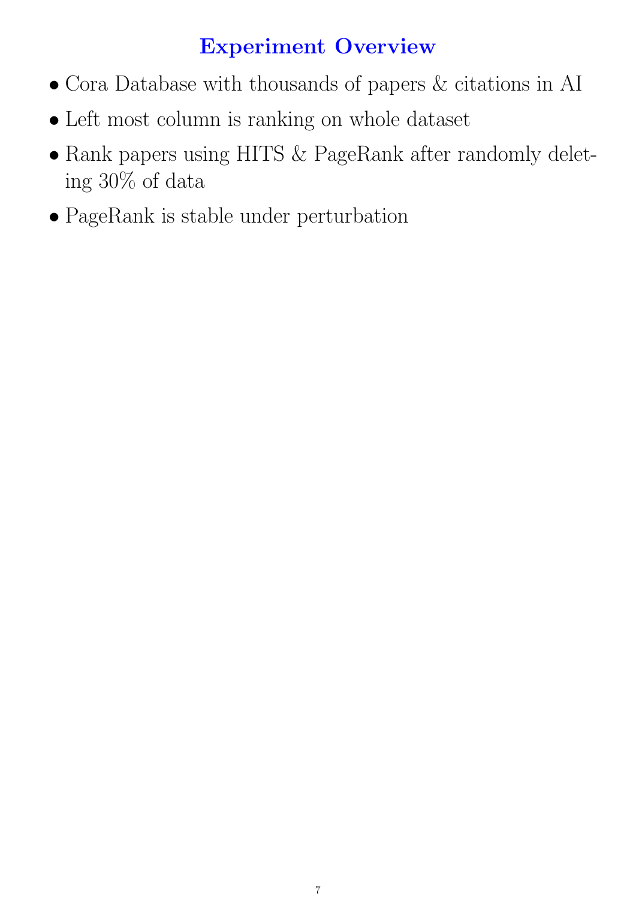## Experiment Overview

- Cora Database with thousands of papers & citations in AI
- Left most column is ranking on whole dataset
- Rank papers using HITS & PageRank after randomly deleting 30% of data
- PageRank is stable under perturbation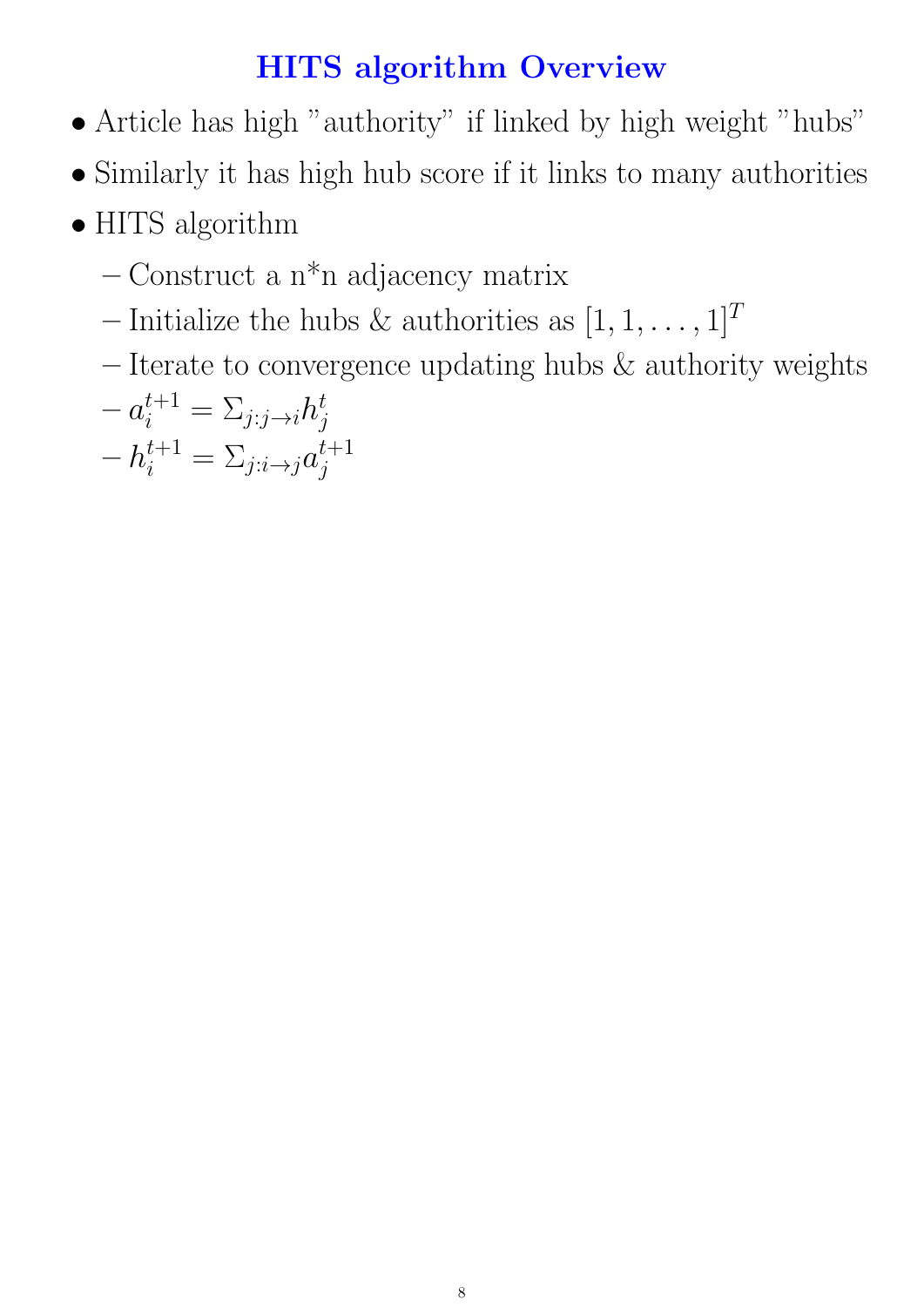## HITS algorithm Overview

- Article has high "authority" if linked by high weight "hubs"
- Similarly it has high hub score if it links to many authorities
- HITS algorithm
  - Construct a n*n adjacency matrix
  - Initialize the hubs & authorities as $[1, 1, \ldots, 1]^T$
  - Iterate to convergence updating hubs & authority weights
  - $a_i^{t+1} = \Sigma_{j:j \to i} h_j^t$
  - $h_i^{t+1} = \Sigma_{j:i \to j} a_j^{t+1}$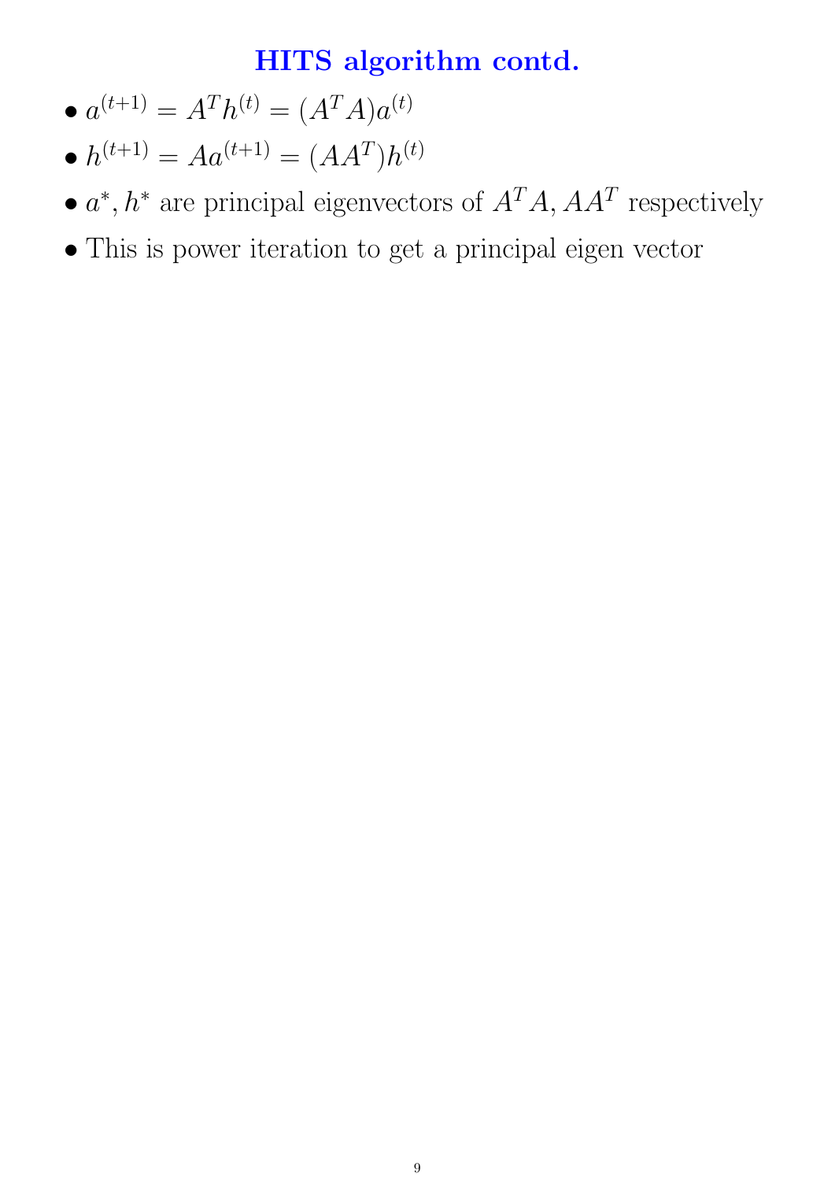# HITS algorithm contd.

- $a^{(t+1)} = A^T h^{(t)} = (A^T A) a^{(t)}$
- $h^{(t+1)} = A a^{(t+1)} = (A A^T) h^{(t)}$
- $a^*, h^*$ are principal eigenvectors of $A^T A, A A^T$ respectively
- This is power iteration to get a principal eigen vector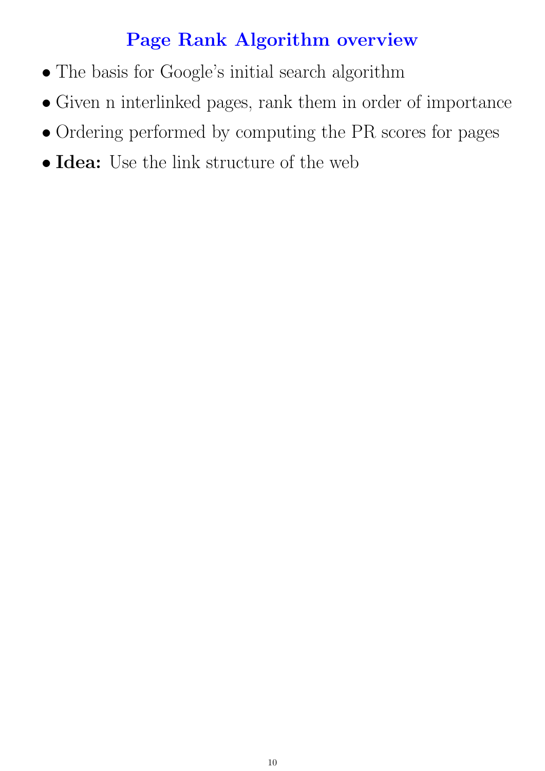# Page Rank Algorithm overview

- The basis for Google's initial search algorithm
- Given n interlinked pages, rank them in order of importance
- Ordering performed by computing the PR scores for pages
- **Idea:** Use the link structure of the web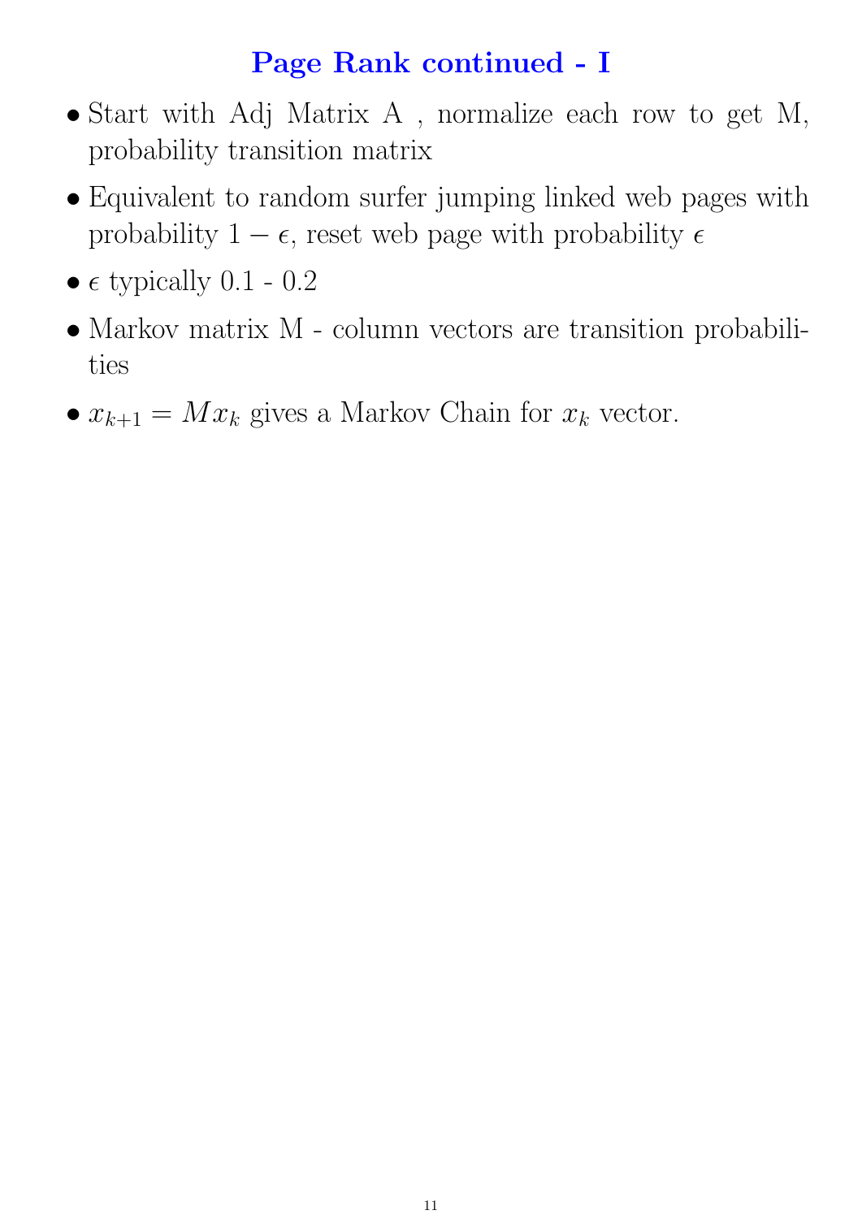# Page Rank continued - I

- Start with Adj Matrix A , normalize each row to get M, probability transition matrix
- Equivalent to random surfer jumping linked web pages with probability $1 - \epsilon$, reset web page with probability $\epsilon$
- $\epsilon$ typically 0.1 - 0.2
- Markov matrix M - column vectors are transition probabilities
- $x_{k+1} = Mx_k$ gives a Markov Chain for $x_k$ vector.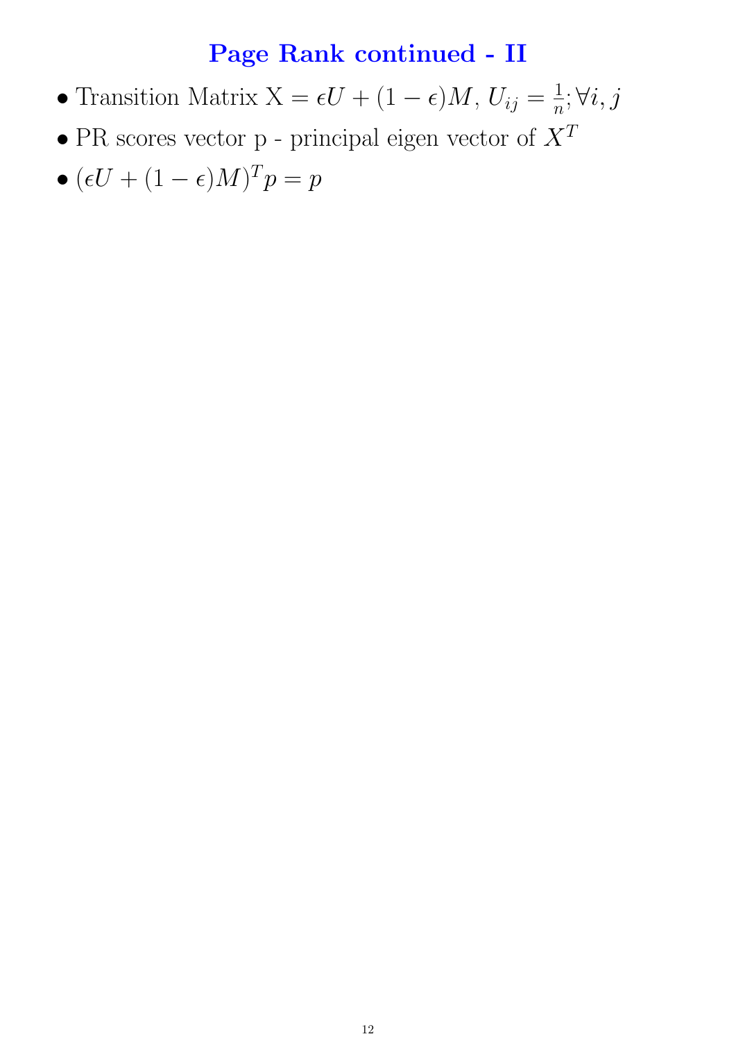# Page Rank continued - II

- Transition Matrix X $= \epsilon U + (1-\epsilon)M$, $U_{ij} = \frac{1}{n}; \forall i, j$
- PR scores vector p - principal eigen vector of $X^T$
- $(\epsilon U + (1-\epsilon)M)^T p = p$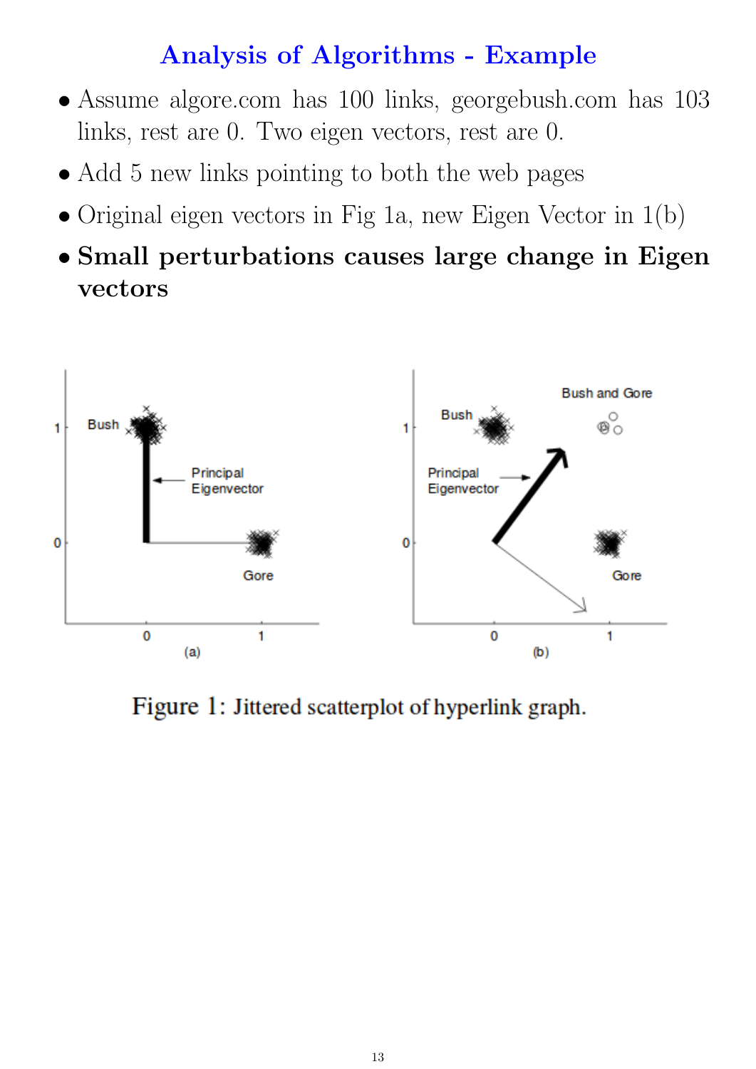# Analysis of Algorithms - Example

- Assume algore.com has 100 links, georgebush.com has 103 links, rest are 0. Two eigen vectors, rest are 0.
- Add 5 new links pointing to both the web pages
- Original eigen vectors in Fig 1a, new Eigen Vector in 1(b)
- **Small perturbations causes large change in Eigen vectors**

Figure 1: Jittered scatterplot of hyperlink graph.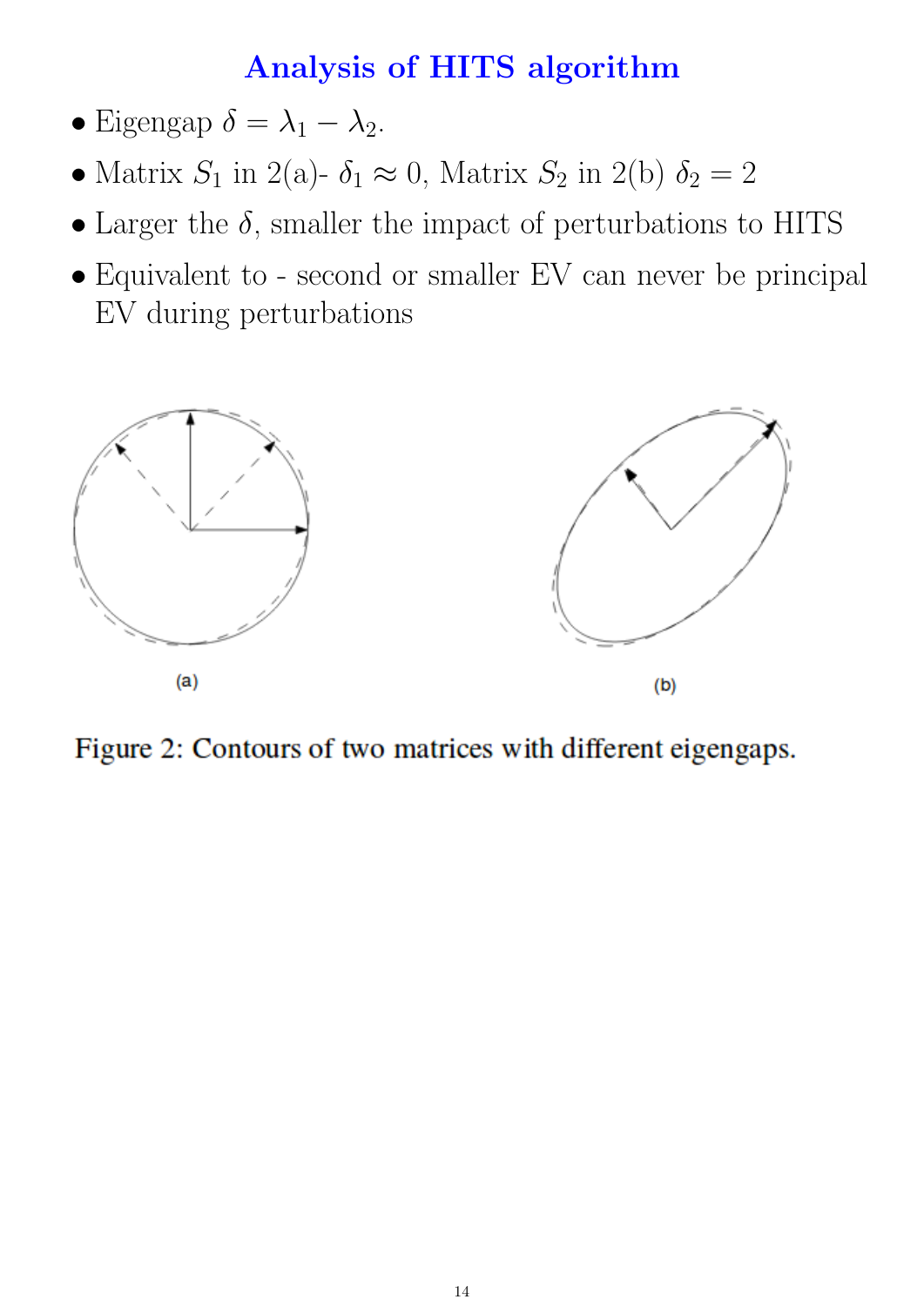# Analysis of HITS algorithm

- Eigengap $\delta = \lambda_1 - \lambda_2$.
- Matrix $S_1$ in 2(a)- $\delta_1 \approx 0$, Matrix $S_2$ in 2(b) $\delta_2 = 2$
- Larger the $\delta$, smaller the impact of perturbations to HITS
- Equivalent to - second or smaller EV can never be principal EV during perturbations

(a)

(b)

Figure 2: Contours of two matrices with different eigengaps.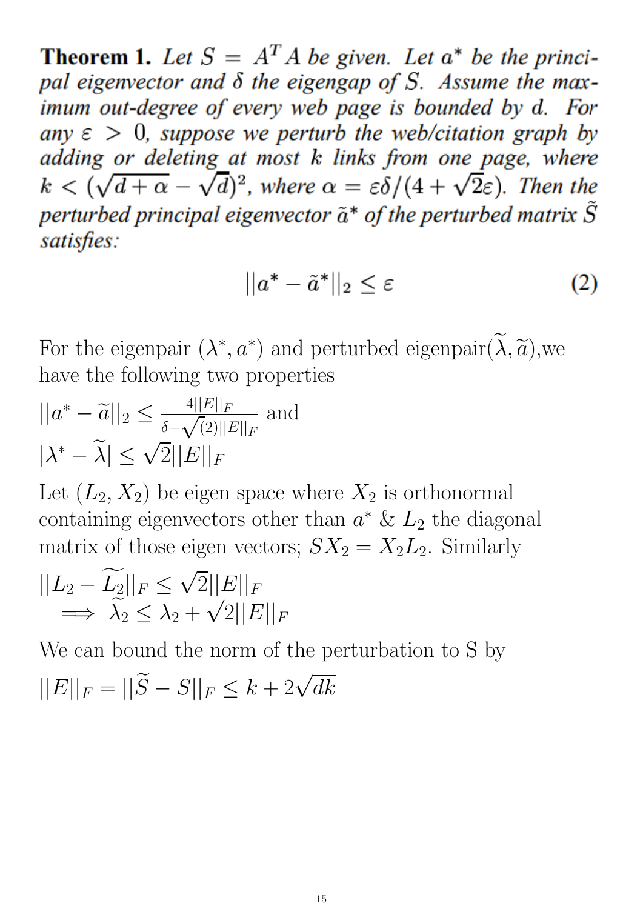**Theorem 1.** *Let $S = A^T A$ be given. Let $a^*$ be the principal eigenvector and $\delta$ the eigengap of $S$. Assume the maximum out-degree of every web page is bounded by d. For any $\varepsilon > 0$, suppose we perturb the web/citation graph by adding or deleting at most $k$ links from one page, where $k < (\sqrt{d+\alpha} - \sqrt{d})^2$, where $\alpha = \varepsilon\delta/(4 + \sqrt{2}\varepsilon)$. Then the perturbed principal eigenvector $\tilde{a}^*$ of the perturbed matrix $\tilde{S}$ satisfies:*

$$||a^* - \tilde{a}^*||_2 \leq \varepsilon \tag{2}$$

For the eigenpair $(\lambda^*, a^*)$ and perturbed eigenpair$(\widetilde{\lambda}, \widetilde{a})$,we have the following two properties

$||a^* - \widetilde{a}||_2 \leq \frac{4||E||_F}{\delta - \sqrt{(2)}||E||_F}$ and

$|\lambda^* - \widetilde{\lambda}| \leq \sqrt{2}||E||_F$

Let $(L_2, X_2)$ be eigen space where $X_2$ is orthonormal containing eigenvectors other than $a^*$ & $L_2$ the diagonal matrix of those eigen vectors; $SX_2 = X_2 L_2$. Similarly

$||L_2 - \widetilde{L_2}||_F \leq \sqrt{2}||E||_F$

$\implies \widetilde{\lambda}_2 \leq \lambda_2 + \sqrt{2}||E||_F$

We can bound the norm of the perturbation to S by

$||E||_F = ||\widetilde{S} - S||_F \leq k + 2\sqrt{dk}$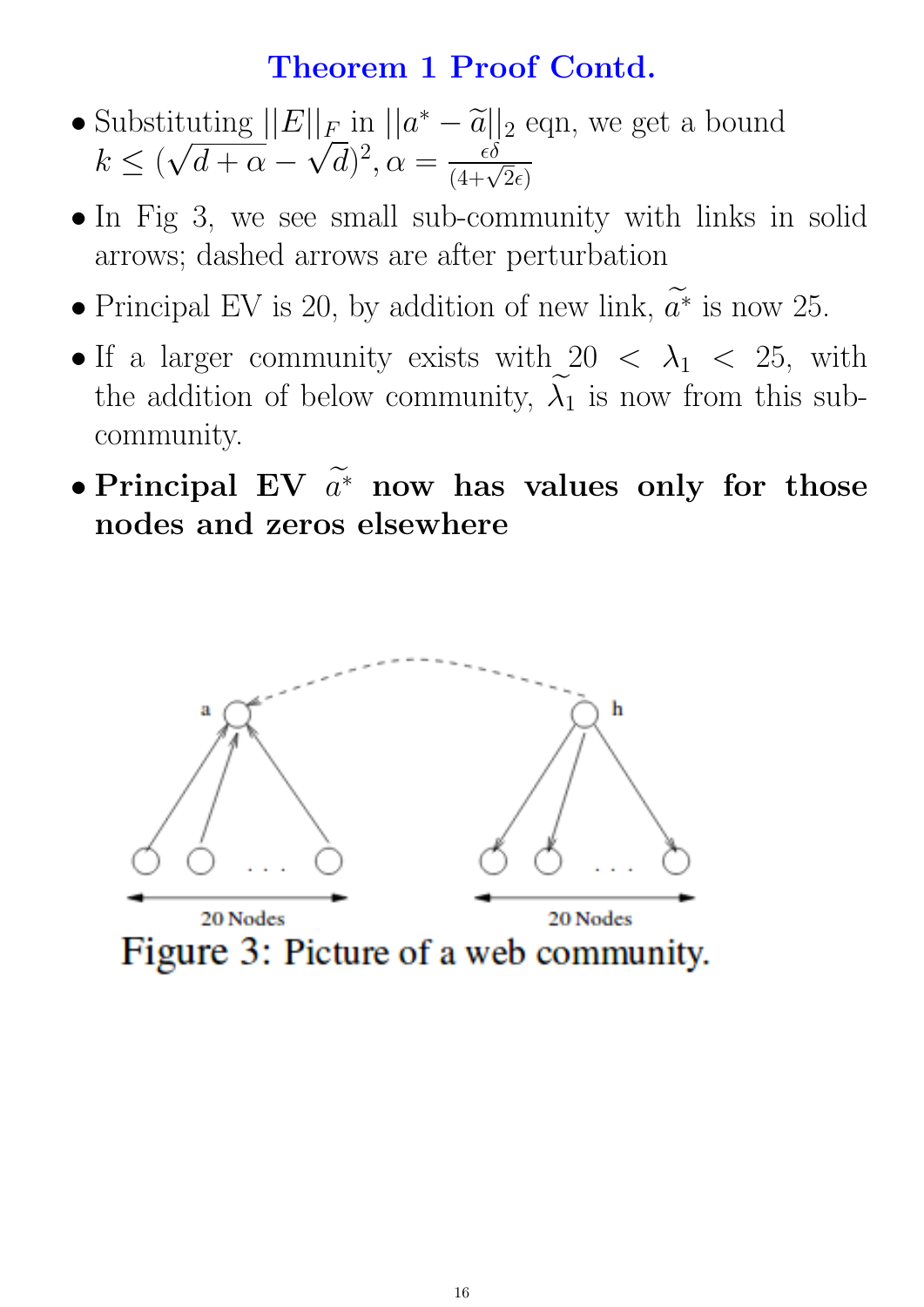# Theorem 1 Proof Contd.

- Substituting $||E||_F$ in $||a^* - \widetilde{a}||_2$ eqn, we get a bound $k \leq (\sqrt{d+\alpha} - \sqrt{d})^2, \alpha = \frac{\epsilon\delta}{(4+\sqrt{2}\epsilon)}$
- In Fig 3, we see small sub-community with links in solid arrows; dashed arrows are after perturbation
- Principal EV is 20, by addition of new link, $\widetilde{a^*}$ is now 25.
- If a larger community exists with $20 < \lambda_1 < 25$, with the addition of below community, $\widetilde{\lambda_1}$ is now from this sub-community.
- **Principal EV $\widetilde{a^*}$ now has values only for those nodes and zeros elsewhere**

Figure 3: Picture of a web community.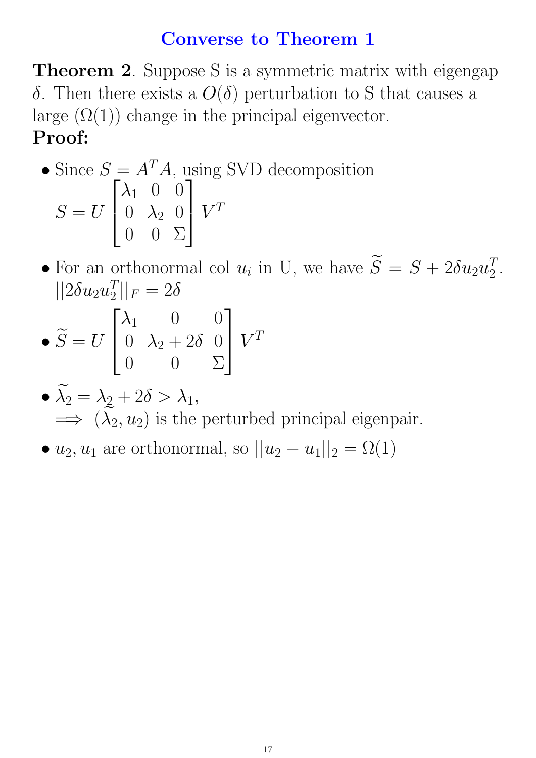# Converse to Theorem 1

**Theorem 2**. Suppose S is a symmetric matrix with eigengap $\delta$. Then there exists a $O(\delta)$ perturbation to S that causes a large ($\Omega(1)$) change in the principal eigenvector.

**Proof:**

- Since $S = A^T A$, using SVD decomposition
$$S = U \begin{bmatrix} \lambda_1 & 0 & 0 \\ 0 & \lambda_2 & 0 \\ 0 & 0 & \Sigma \end{bmatrix} V^T$$
- For an orthonormal col $u_i$ in U, we have $\widetilde{S} = S + 2\delta u_2 u_2^T$. $||2\delta u_2 u_2^T||_F = 2\delta$
- $\widetilde{S} = U \begin{bmatrix} \lambda_1 & 0 & 0 \\ 0 & \lambda_2 + 2\delta & 0 \\ 0 & 0 & \Sigma \end{bmatrix} V^T$
- $\widetilde{\lambda_2} = \lambda_2 + 2\delta > \lambda_1$,
  $\implies (\widetilde{\lambda_2}, u_2)$ is the perturbed principal eigenpair.
- $u_2, u_1$ are orthonormal, so $||u_2 - u_1||_2 = \Omega(1)$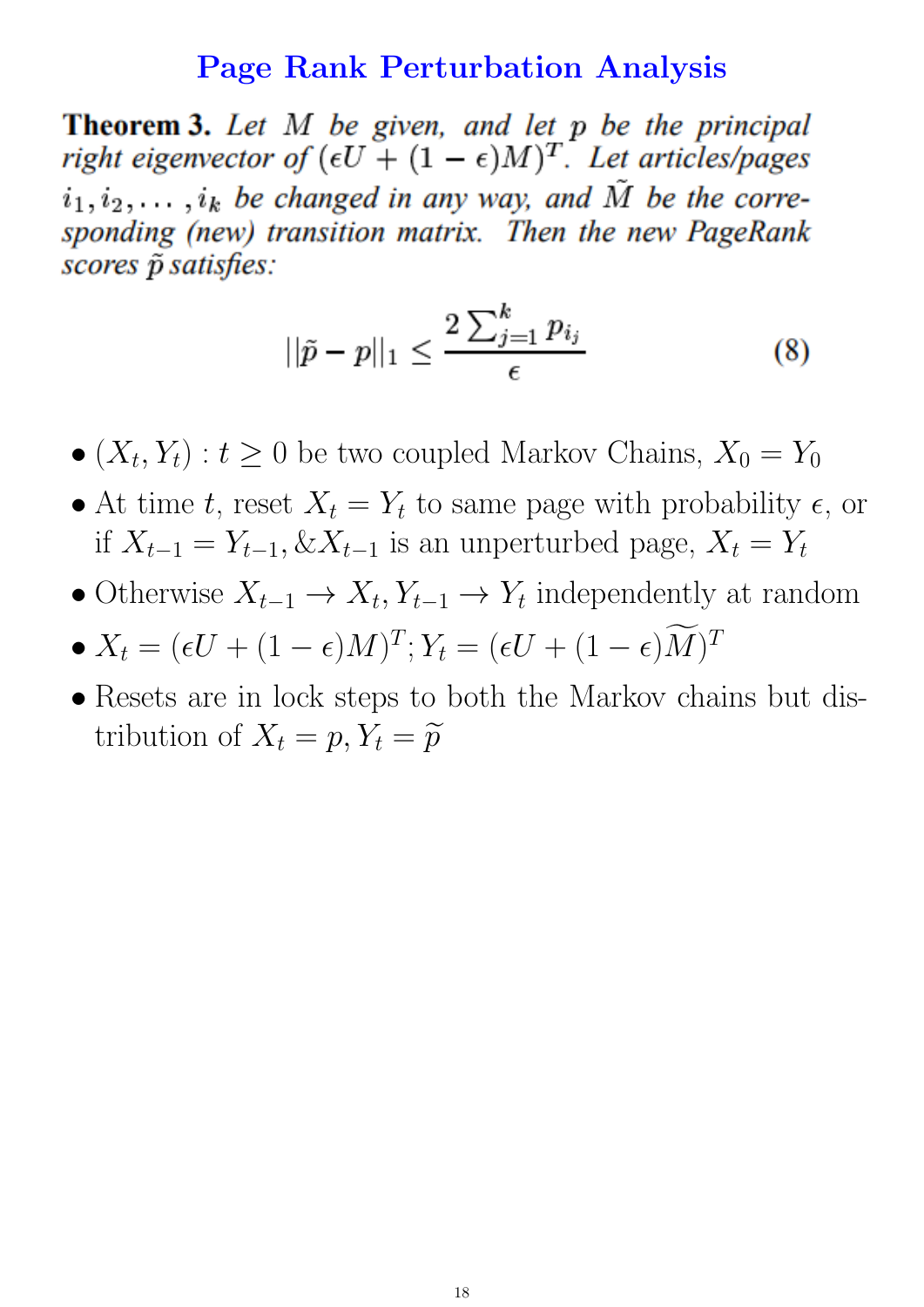# Page Rank Perturbation Analysis

**Theorem 3.** *Let $M$ be given, and let $p$ be the principal right eigenvector of $(\epsilon U + (1 - \epsilon)M)^T$. Let articles/pages $i_1, i_2, \ldots, i_k$ be changed in any way, and $\tilde{M}$ be the corresponding (new) transition matrix. Then the new PageRank scores $\tilde{p}$ satisfies:*

$$||\tilde{p} - p||_1 \leq \frac{2\sum_{j=1}^{k} p_{i_j}}{\epsilon} \tag{8}$$

- $(X_t, Y_t) : t \geq 0$ be two coupled Markov Chains, $X_0 = Y_0$
- At time $t$, reset $X_t = Y_t$ to same page with probability $\epsilon$, or if $X_{t-1} = Y_{t-1}, \& X_{t-1}$ is an unperturbed page, $X_t = Y_t$
- Otherwise $X_{t-1} \rightarrow X_t, Y_{t-1} \rightarrow Y_t$ independently at random
- $X_t = (\epsilon U + (1 - \epsilon)M)^T; Y_t = (\epsilon U + (1 - \epsilon)\widetilde{M})^T$
- Resets are in lock steps to both the Markov chains but distribution of $X_t = p, Y_t = \widetilde{p}$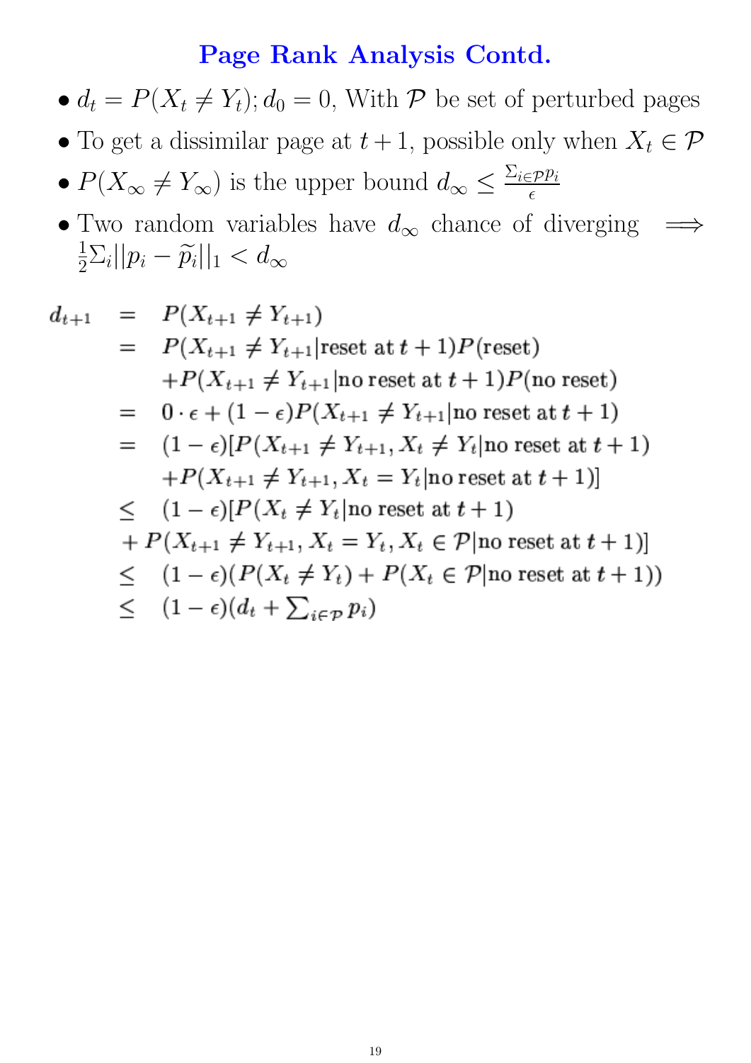# Page Rank Analysis Contd.

- $d_t = P(X_t \neq Y_t); d_0 = 0$, With $\mathcal{P}$ be set of perturbed pages
- To get a dissimilar page at $t+1$, possible only when $X_t \in \mathcal{P}$
- $P(X_\infty \neq Y_\infty)$ is the upper bound $d_\infty \leq \frac{\Sigma_{i \in \mathcal{P}} p_i}{\epsilon}$
- Two random variables have $d_\infty$ chance of diverging $\implies \frac{1}{2}\Sigma_i ||p_i - \widetilde{p}_i||_1 < d_\infty$

$$
\begin{aligned}
d_{t+1} &= P(X_{t+1} \neq Y_{t+1}) \\
&= P(X_{t+1} \neq Y_{t+1} | \text{reset at } t+1) P(\text{reset}) \\
&\quad + P(X_{t+1} \neq Y_{t+1} | \text{no reset at } t+1) P(\text{no reset}) \\
&= 0 \cdot \epsilon + (1-\epsilon) P(X_{t+1} \neq Y_{t+1} | \text{no reset at } t+1) \\
&= (1-\epsilon)[P(X_{t+1} \neq Y_{t+1}, X_t \neq Y_t | \text{no reset at } t+1) \\
&\quad + P(X_{t+1} \neq Y_{t+1}, X_t = Y_t | \text{no reset at } t+1)] \\
&\leq (1-\epsilon)[P(X_t \neq Y_t | \text{no reset at } t+1) \\
&\quad + P(X_{t+1} \neq Y_{t+1}, X_t = Y_t, X_t \in \mathcal{P} | \text{no reset at } t+1)] \\
&\leq (1-\epsilon)(P(X_t \neq Y_t) + P(X_t \in \mathcal{P} | \text{no reset at } t+1)) \\
&\leq (1-\epsilon)(d_t + \textstyle\sum_{i \in \mathcal{P}} p_i)
\end{aligned}
$$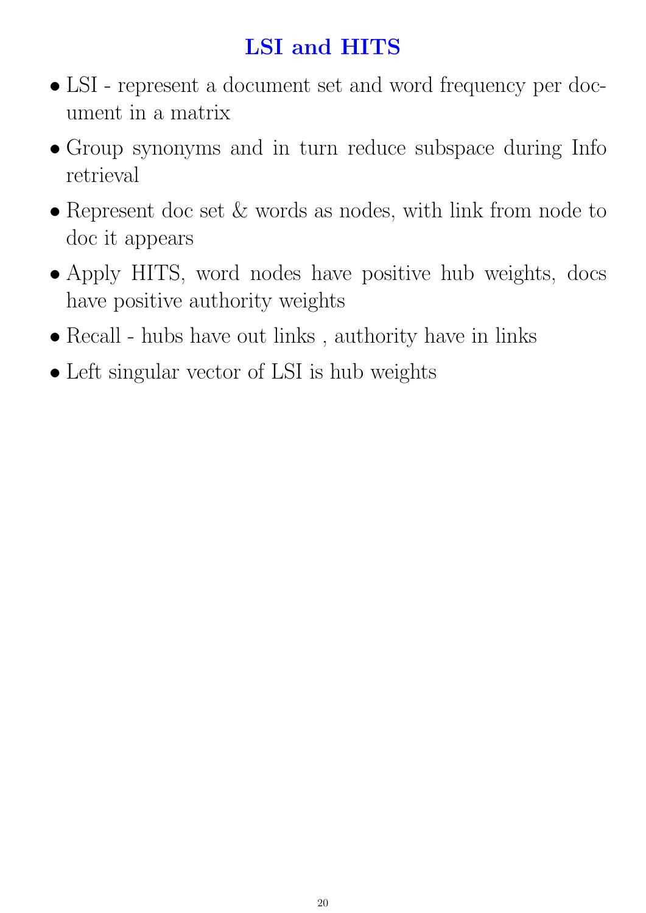## LSI and HITS

- LSI - represent a document set and word frequency per document in a matrix
- Group synonyms and in turn reduce subspace during Info retrieval
- Represent doc set & words as nodes, with link from node to doc it appears
- Apply HITS, word nodes have positive hub weights, docs have positive authority weights
- Recall - hubs have out links , authority have in links
- Left singular vector of LSI is hub weights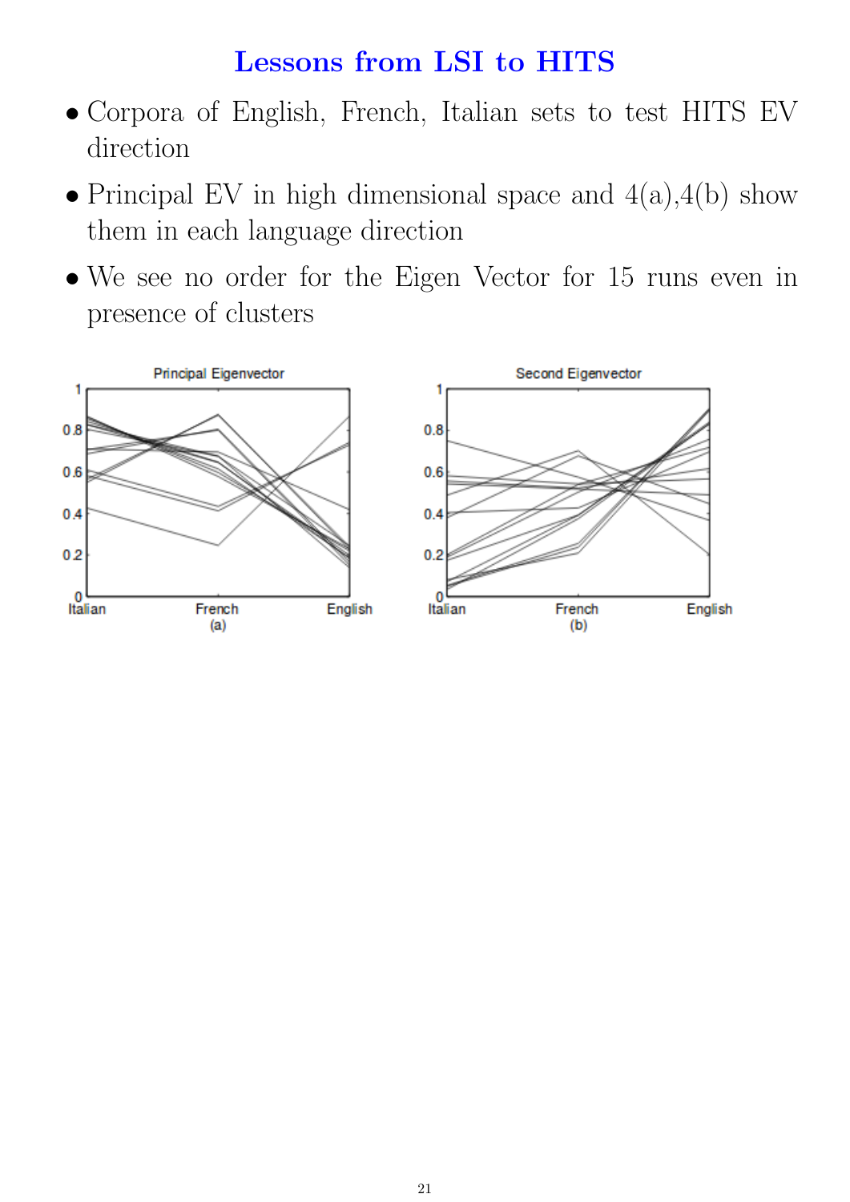# Lessons from LSI to HITS

- Corpora of English, French, Italian sets to test HITS EV direction
- Principal EV in high dimensional space and 4(a),4(b) show them in each language direction
- We see no order for the Eigen Vector for 15 runs even in presence of clusters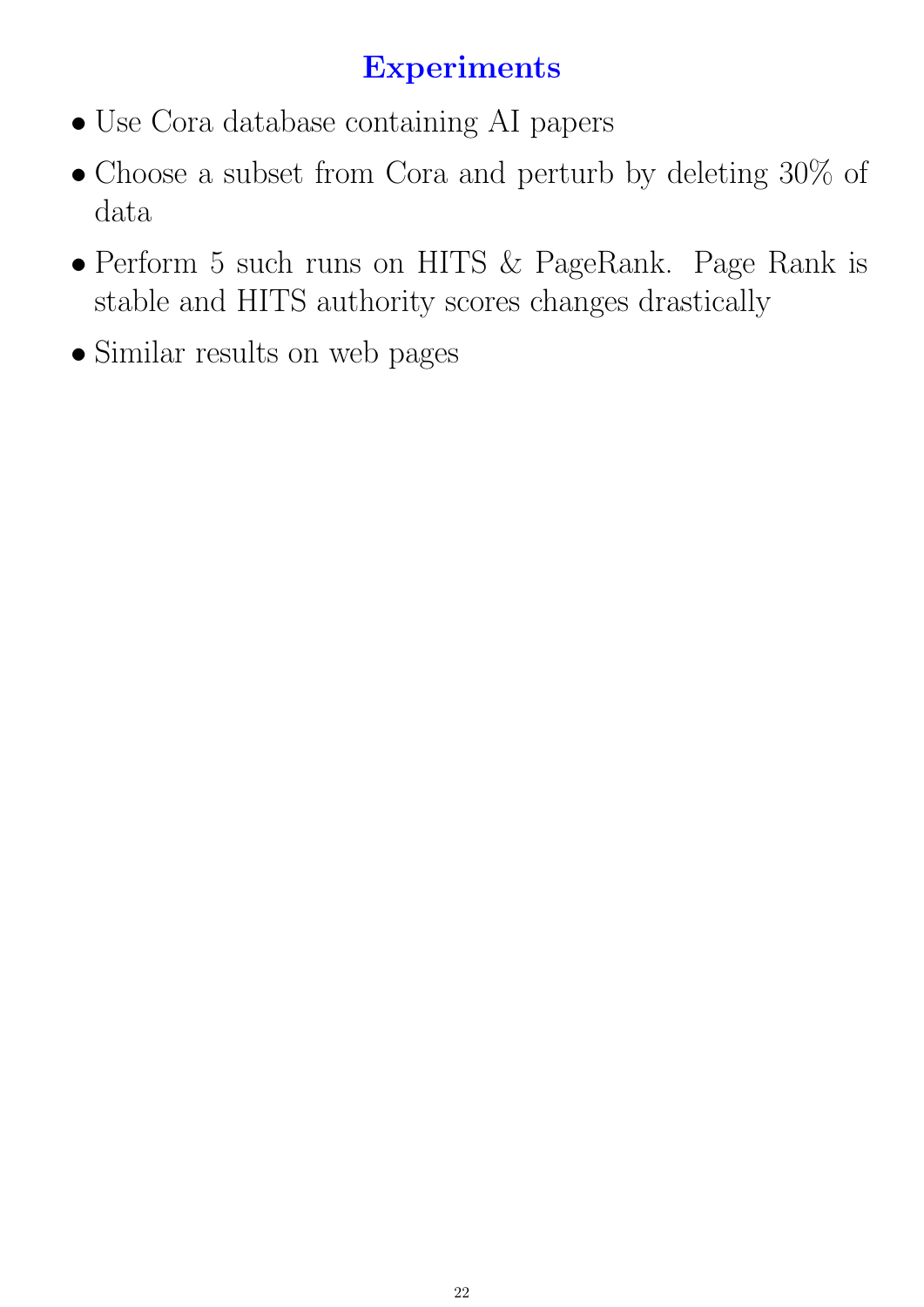# Experiments

- Use Cora database containing AI papers
- Choose a subset from Cora and perturb by deleting 30% of data
- Perform 5 such runs on HITS & PageRank. Page Rank is stable and HITS authority scores changes drastically
- Similar results on web pages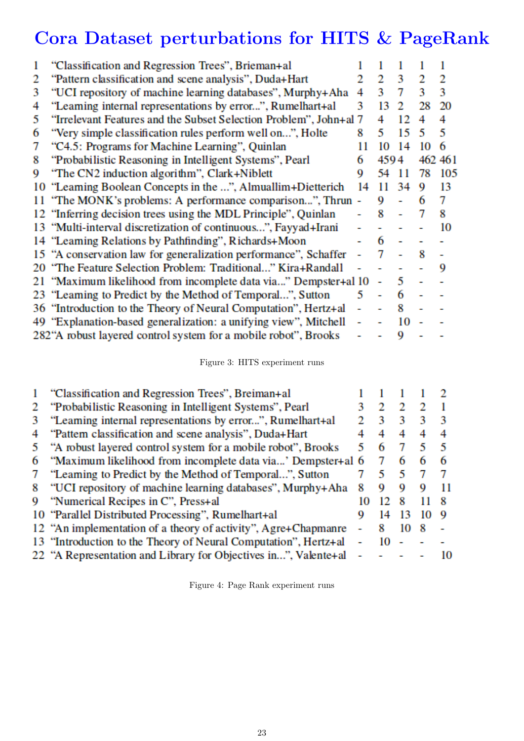# Cora Dataset perturbations for HITS & PageRank

| | | | | | | |
|---|---|---|---|---|---|---|
| 1 | "Classification and Regression Trees", Brieman+al | 1 | 1 | 1 | 1 | 1 |
| 2 | "Pattern classification and scene analysis", Duda+Hart | 2 | 2 | 3 | 2 | 2 |
| 3 | "UCI repository of machine learning databases", Murphy+Aha | 4 | 3 | 7 | 3 | 3 |
| 4 | "Learning internal representations by error...", Rumelhart+al | 3 | 13 | 2 | 28 | 20 |
| 5 | "Irrelevant Features and the Subset Selection Problem", John+al | 7 | 4 | 12 | 4 | 4 |
| 6 | "Very simple classification rules perform well on...", Holte | 8 | 5 | 15 | 5 | 5 |
| 7 | "C4.5: Programs for Machine Learning", Quinlan | 11 | 10 | 14 | 10 | 6 |
| 8 | "Probabilistic Reasoning in Intelligent Systems", Pearl | 6 | 459 | 4 | 462 | 461 |
| 9 | "The CN2 induction algorithm", Clark+Niblett | 9 | 54 | 11 | 78 | 105 |
| 10 | "Learning Boolean Concepts in the ...", Almuallim+Dietterich | 14 | 11 | 34 | 9 | 13 |
| 11 | "The MONK's problems: A performance comparison...", Thrun | - | 9 | - | 6 | 7 |
| 12 | "Inferring decision trees using the MDL Principle", Quinlan | - | 8 | - | 7 | 8 |
| 13 | "Multi-interval discretization of continuous...", Fayyad+Irani | - | - | - | - | 10 |
| 14 | "Learning Relations by Pathfinding", Richards+Moon | - | 6 | - | - | - |
| 15 | "A conservation law for generalization performance", Schaffer | - | 7 | - | 8 | - |
| 20 | "The Feature Selection Problem: Traditional..." Kira+Randall | - | - | - | - | 9 |
| 21 | "Maximum likelihood from incomplete data via..." Dempster+al | 10 | - | 5 | - | - |
| 23 | "Learning to Predict by the Method of Temporal...", Sutton | 5 | - | 6 | - | - |
| 36 | "Introduction to the Theory of Neural Computation", Hertz+al | - | - | 8 | - | - |
| 49 | "Explanation-based generalization: a unifying view", Mitchell | - | - | 10 | - | - |
| 282 | "A robust layered control system for a mobile robot", Brooks | - | - | 9 | - | - |

Figure 3: HITS experiment runs

| | | | | | | |
|---|---|---|---|---|---|---|
| 1 | "Classification and Regression Trees", Breiman+al | 1 | 1 | 1 | 1 | 2 |
| 2 | "Probabilistic Reasoning in Intelligent Systems", Pearl | 3 | 2 | 2 | 2 | 1 |
| 3 | "Learning internal representations by error...", Rumelhart+al | 2 | 3 | 3 | 3 | 3 |
| 4 | "Pattern classification and scene analysis", Duda+Hart | 4 | 4 | 4 | 4 | 4 |
| 5 | "A robust layered control system for a mobile robot", Brooks | 5 | 6 | 7 | 5 | 5 |
| 6 | "Maximum likelihood from incomplete data via...' Dempster+al | 6 | 7 | 6 | 6 | 6 |
| 7 | "Learning to Predict by the Method of Temporal...", Sutton | 7 | 5 | 5 | 7 | 7 |
| 8 | "UCI repository of machine learning databases", Murphy+Aha | 8 | 9 | 9 | 9 | 11 |
| 9 | "Numerical Recipes in C", Press+al | 10 | 12 | 8 | 11 | 8 |
| 10 | "Parallel Distributed Processing", Rumelhart+al | 9 | 14 | 13 | 10 | 9 |
| 12 | "An implementation of a theory of activity", Agre+Chapmanre | - | 8 | 10 | 8 | - |
| 13 | "Introduction to the Theory of Neural Computation", Hertz+al | - | 10 | - | - | - |
| 22 | "A Representation and Library for Objectives in...", Valente+al | - | - | - | - | 10 |

Figure 4: Page Rank experiment runs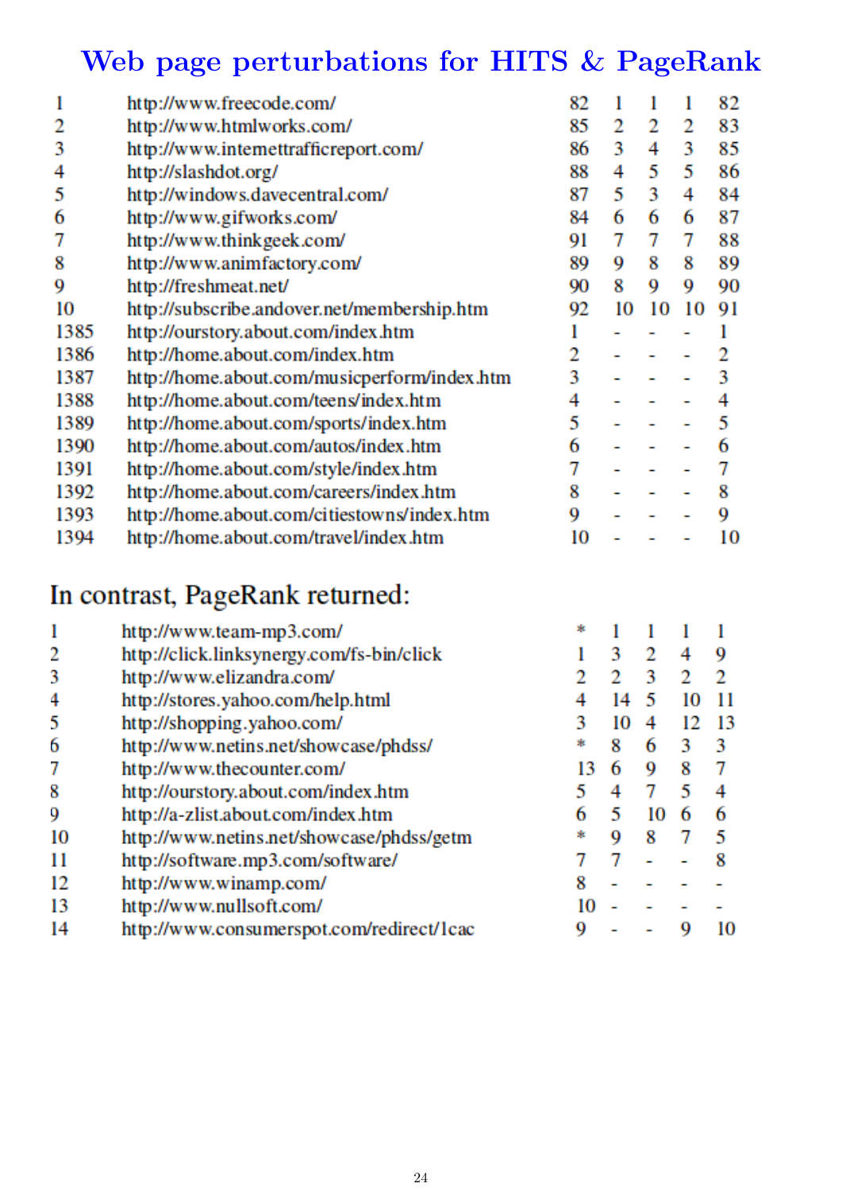# Web page perturbations for HITS & PageRank

| | | | | | | |
|---|---|---|---|---|---|---|
| 1 | http://www.freecode.com/ | 82 | 1 | 1 | 1 | 82 |
| 2 | http://www.htmlworks.com/ | 85 | 2 | 2 | 2 | 83 |
| 3 | http://www.internettrafficreport.com/ | 86 | 3 | 4 | 3 | 85 |
| 4 | http://slashdot.org/ | 88 | 4 | 5 | 5 | 86 |
| 5 | http://windows.davecentral.com/ | 87 | 5 | 3 | 4 | 84 |
| 6 | http://www.gifworks.com/ | 84 | 6 | 6 | 6 | 87 |
| 7 | http://www.thinkgeek.com/ | 91 | 7 | 7 | 7 | 88 |
| 8 | http://www.animfactory.com/ | 89 | 9 | 8 | 8 | 89 |
| 9 | http://freshmeat.net/ | 90 | 8 | 9 | 9 | 90 |
| 10 | http://subscribe.andover.net/membership.htm | 92 | 10 | 10 | 10 | 91 |
| 1385 | http://ourstory.about.com/index.htm | 1 | - | - | - | 1 |
| 1386 | http://home.about.com/index.htm | 2 | - | - | - | 2 |
| 1387 | http://home.about.com/musicperform/index.htm | 3 | - | - | - | 3 |
| 1388 | http://home.about.com/teens/index.htm | 4 | - | - | - | 4 |
| 1389 | http://home.about.com/sports/index.htm | 5 | - | - | - | 5 |
| 1390 | http://home.about.com/autos/index.htm | 6 | - | - | - | 6 |
| 1391 | http://home.about.com/style/index.htm | 7 | - | - | - | 7 |
| 1392 | http://home.about.com/careers/index.htm | 8 | - | - | - | 8 |
| 1393 | http://home.about.com/citiestowns/index.htm | 9 | - | - | - | 9 |
| 1394 | http://home.about.com/travel/index.htm | 10 | - | - | - | 10 |

## In contrast, PageRank returned:

| | | | | | | |
|---|---|---|---|---|---|---|
| 1 | http://www.team-mp3.com/ | * | 1 | 1 | 1 | 1 |
| 2 | http://click.linksynergy.com/fs-bin/click | 1 | 3 | 2 | 4 | 9 |
| 3 | http://www.elizandra.com/ | 2 | 2 | 3 | 2 | 2 |
| 4 | http://stores.yahoo.com/help.html | 4 | 14 | 5 | 10 | 11 |
| 5 | http://shopping.yahoo.com/ | 3 | 10 | 4 | 12 | 13 |
| 6 | http://www.netins.net/showcase/phdss/ | * | 8 | 6 | 3 | 3 |
| 7 | http://www.thecounter.com/ | 13 | 6 | 9 | 8 | 7 |
| 8 | http://ourstory.about.com/index.htm | 5 | 4 | 7 | 5 | 4 |
| 9 | http://a-zlist.about.com/index.htm | 6 | 5 | 10 | 6 | 6 |
| 10 | http://www.netins.net/showcase/phdss/getm | * | 9 | 8 | 7 | 5 |
| 11 | http://software.mp3.com/software/ | 7 | 7 | - | - | 8 |
| 12 | http://www.winamp.com/ | 8 | - | - | - | - |
| 13 | http://www.nullsoft.com/ | 10 | - | - | - | - |
| 14 | http://www.consumerspot.com/redirect/1cac | 9 | - | - | 9 | 10 |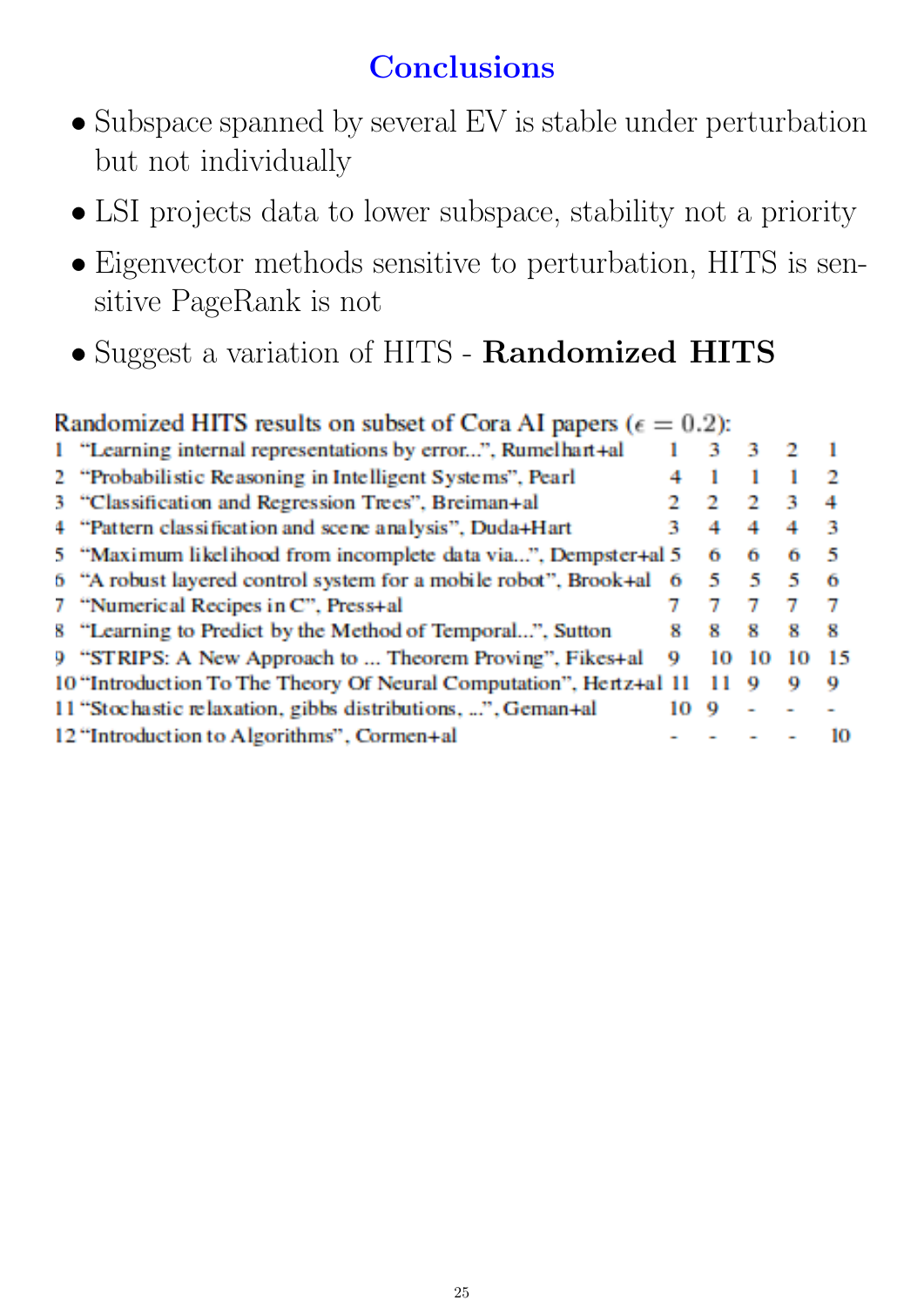# Conclusions

- Subspace spanned by several EV is stable under perturbation but not individually
- LSI projects data to lower subspace, stability not a priority
- Eigenvector methods sensitive to perturbation, HITS is sensitive PageRank is not
- Suggest a variation of HITS - **Randomized HITS**

Randomized HITS results on subset of Cora AI papers ($\epsilon = 0.2$):

| | | | | | | |
|---|---|---|---|---|---|---|
| 1 | "Learning internal representations by error...", Rumelhart+al | 1 | 3 | 3 | 2 | 1 |
| 2 | "Probabilistic Reasoning in Intelligent Systems", Pearl | 4 | 1 | 1 | 1 | 2 |
| 3 | "Classification and Regression Trees", Breiman+al | 2 | 2 | 2 | 3 | 4 |
| 4 | "Pattern classification and scene analysis", Duda+Hart | 3 | 4 | 4 | 4 | 3 |
| 5 | "Maximum likelihood from incomplete data via...", Dempster+al | 5 | 6 | 6 | 6 | 5 |
| 6 | "A robust layered control system for a mobile robot", Brook+al | 6 | 5 | 5 | 5 | 6 |
| 7 | "Numerical Recipes in C", Press+al | 7 | 7 | 7 | 7 | 7 |
| 8 | "Learning to Predict by the Method of Temporal...", Sutton | 8 | 8 | 8 | 8 | 8 |
| 9 | "STRIPS: A New Approach to ... Theorem Proving", Fikes+al | 9 | 10 | 10 | 10 | 15 |
| 10 | "Introduction To The Theory Of Neural Computation", Hertz+al | 11 | 11 | 9 | 9 | 9 |
| 11 | "Stochastic relaxation, gibbs distributions, ...", Geman+al | 10 | 9 | - | - | - |
| 12 | "Introduction to Algorithms", Cormen+al | - | - | - | - | 10 |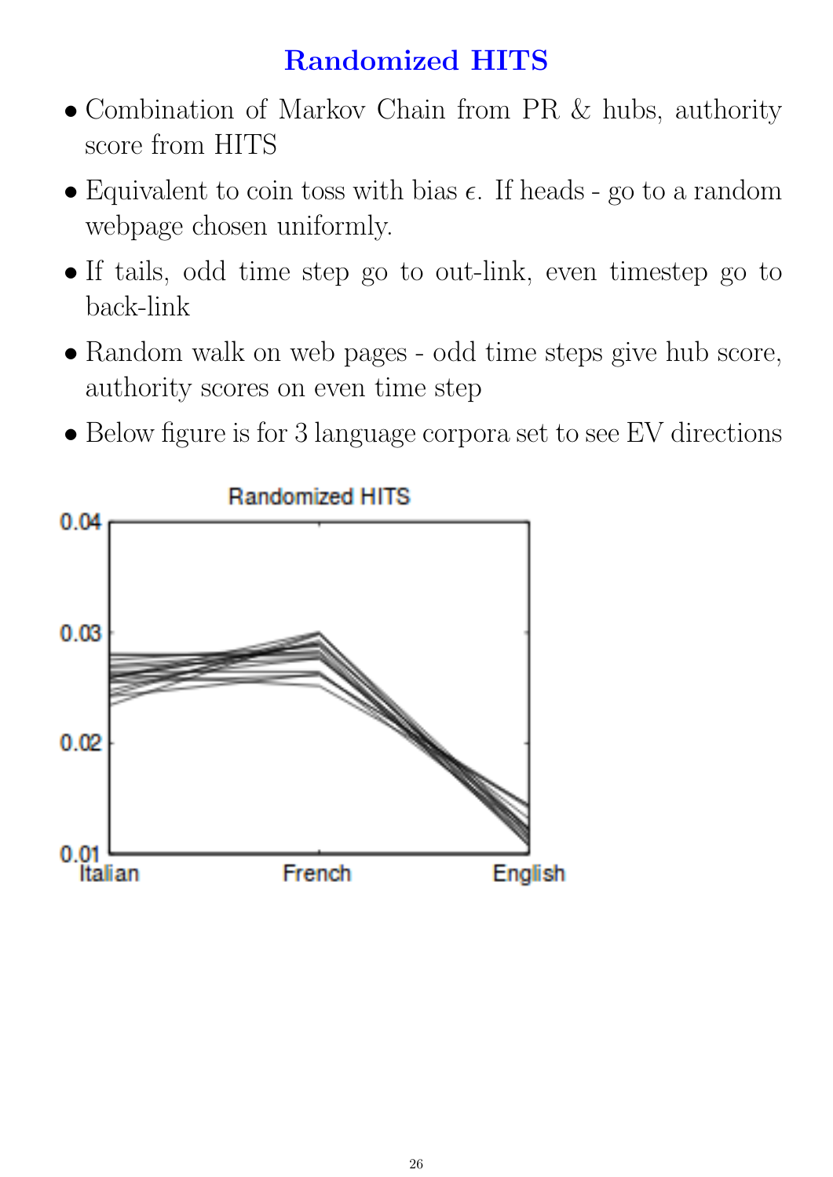## Randomized HITS

- Combination of Markov Chain from PR & hubs, authority score from HITS
- Equivalent to coin toss with bias $\epsilon$. If heads - go to a random webpage chosen uniformly.
- If tails, odd time step go to out-link, even timestep go to back-link
- Random walk on web pages - odd time steps give hub score, authority scores on even time step
- Below figure is for 3 language corpora set to see EV directions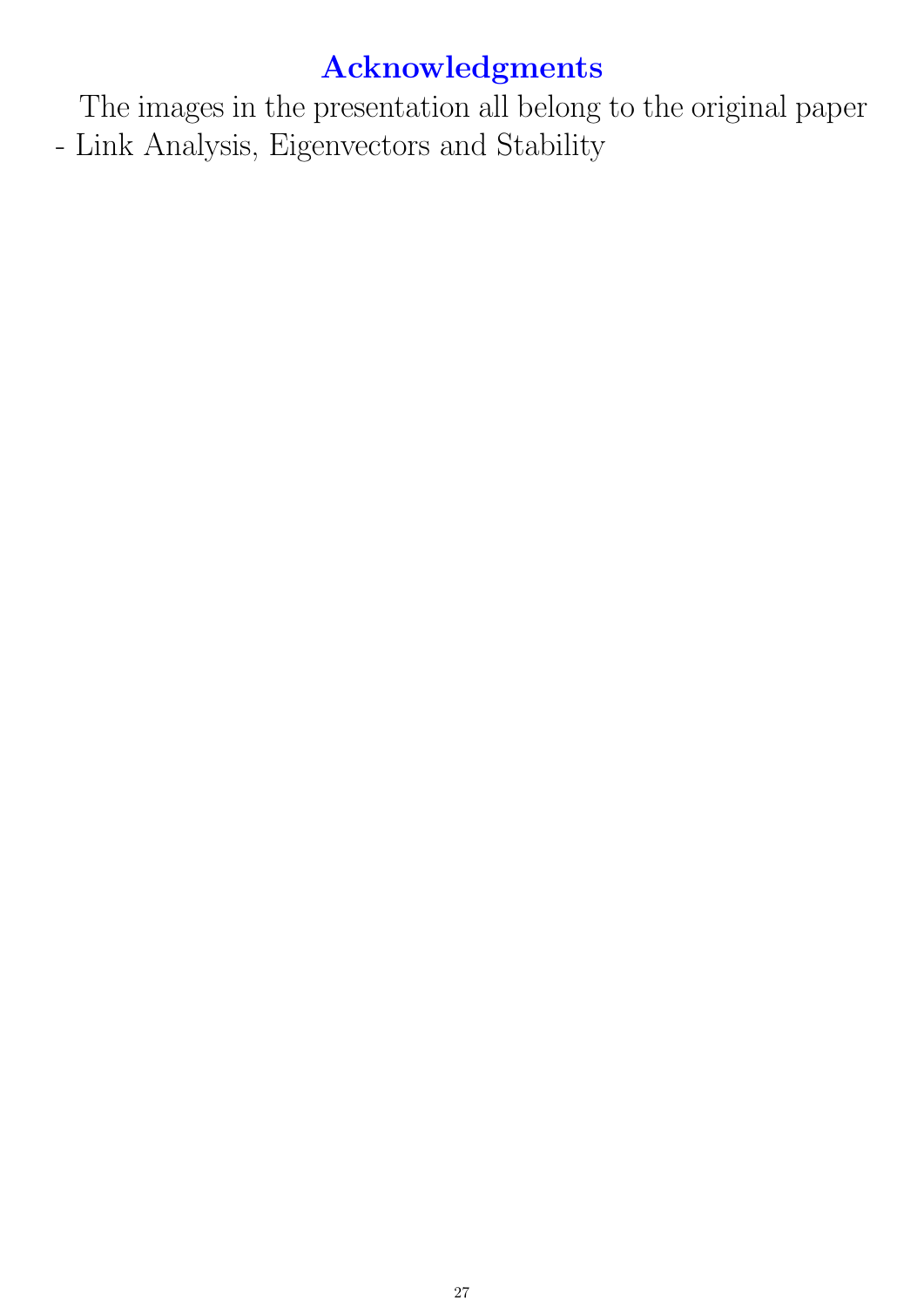## Acknowledgments

The images in the presentation all belong to the original paper - Link Analysis, Eigenvectors and Stability